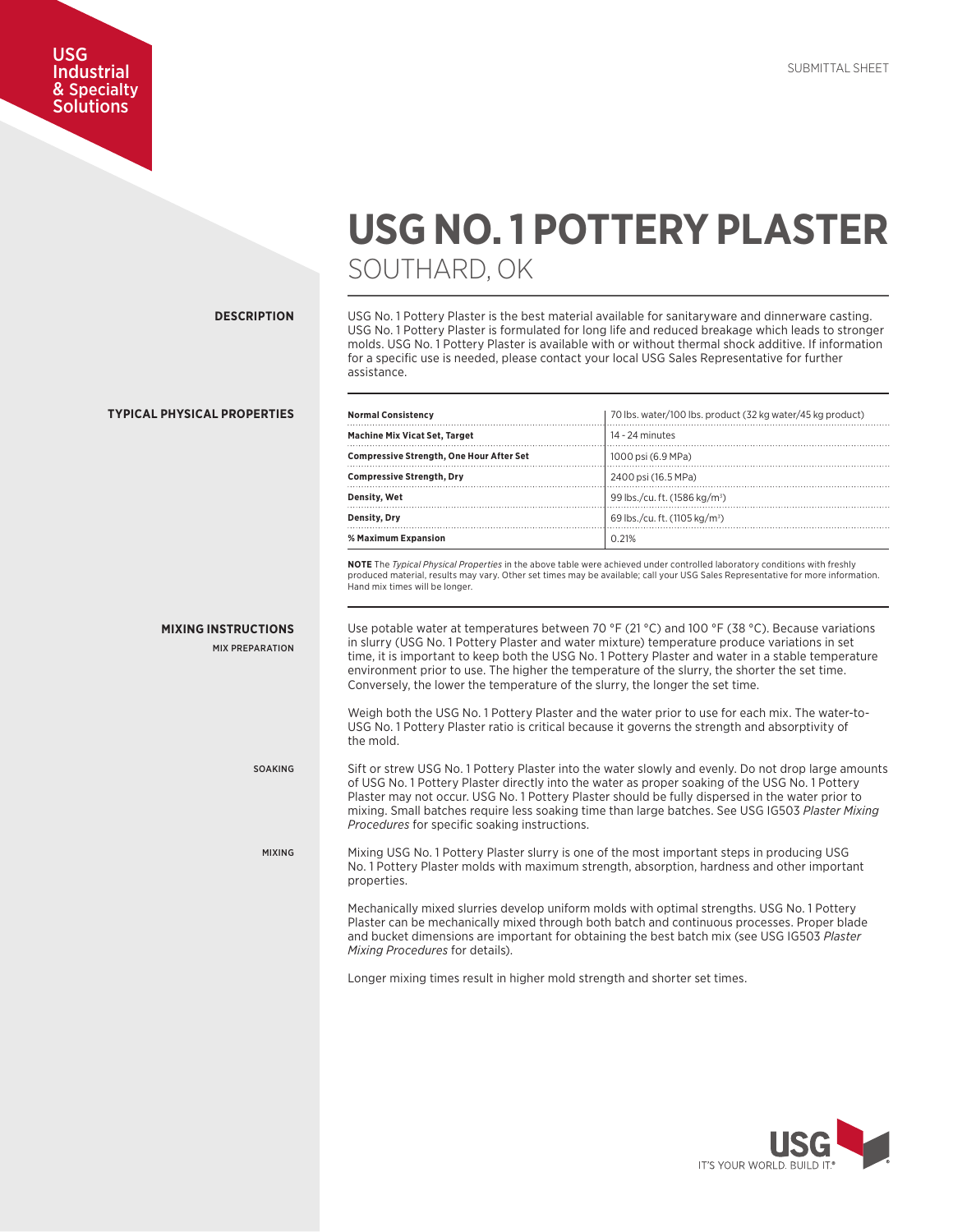# USG NO. 1 POTTERY PLASTER

## SOUTHARD, OK

## DESCRIPTION

USG No. 1 Pottery Plaster is the best material available for sanitaryware and dinnerware casting. USG No. 1 Pottery Plaster is formulated for long life and reduced breakage which leads to stronger molds. USG No. 1 Pottery Plaster is available with or without thermal shock additive. If information for a specific use is needed, please contact your local USG Sales Representative for further assistance.

## TYPICAL PHYSICAL PROPERTIES

| Property | Value |
|---|---|
| **Normal Consistency** | 70 lbs. water/100 lbs. product (32 kg water/45 kg product) |
| **Machine Mix Vicat Set, Target** | 14 - 24 minutes |
| **Compressive Strength, One Hour After Set** | 1000 psi (6.9 MPa) |
| **Compressive Strength, Dry** | 2400 psi (16.5 MPa) |
| **Density, Wet** | 99 lbs./cu. ft. (1586 kg/m³) |
| **Density, Dry** | 69 lbs./cu. ft. (1105 kg/m³) |
| **% Maximum Expansion** | 0.21% |

**NOTE** The *Typical Physical Properties* in the above table were achieved under controlled laboratory conditions with freshly produced material, results may vary. Other set times may be available; call your USG Sales Representative for more information. Hand mix times will be longer.

## MIXING INSTRUCTIONS

### MIX PREPARATION

Use potable water at temperatures between 70 °F (21 °C) and 100 °F (38 °C). Because variations in slurry (USG No. 1 Pottery Plaster and water mixture) temperature produce variations in set time, it is important to keep both the USG No. 1 Pottery Plaster and water in a stable temperature environment prior to use. The higher the temperature of the slurry, the shorter the set time. Conversely, the lower the temperature of the slurry, the longer the set time.

Weigh both the USG No. 1 Pottery Plaster and the water prior to use for each mix. The water-to-USG No. 1 Pottery Plaster ratio is critical because it governs the strength and absorptivity of the mold.

### SOAKING

Sift or strew USG No. 1 Pottery Plaster into the water slowly and evenly. Do not drop large amounts of USG No. 1 Pottery Plaster directly into the water as proper soaking of the USG No. 1 Pottery Plaster may not occur. USG No. 1 Pottery Plaster should be fully dispersed in the water prior to mixing. Small batches require less soaking time than large batches. See USG IG503 *Plaster Mixing Procedures* for specific soaking instructions.

### MIXING

Mixing USG No. 1 Pottery Plaster slurry is one of the most important steps in producing USG No. 1 Pottery Plaster molds with maximum strength, absorption, hardness and other important properties.

Mechanically mixed slurries develop uniform molds with optimal strengths. USG No. 1 Pottery Plaster can be mechanically mixed through both batch and continuous processes. Proper blade and bucket dimensions are important for obtaining the best batch mix (see USG IG503 *Plaster Mixing Procedures* for details).

Longer mixing times result in higher mold strength and shorter set times.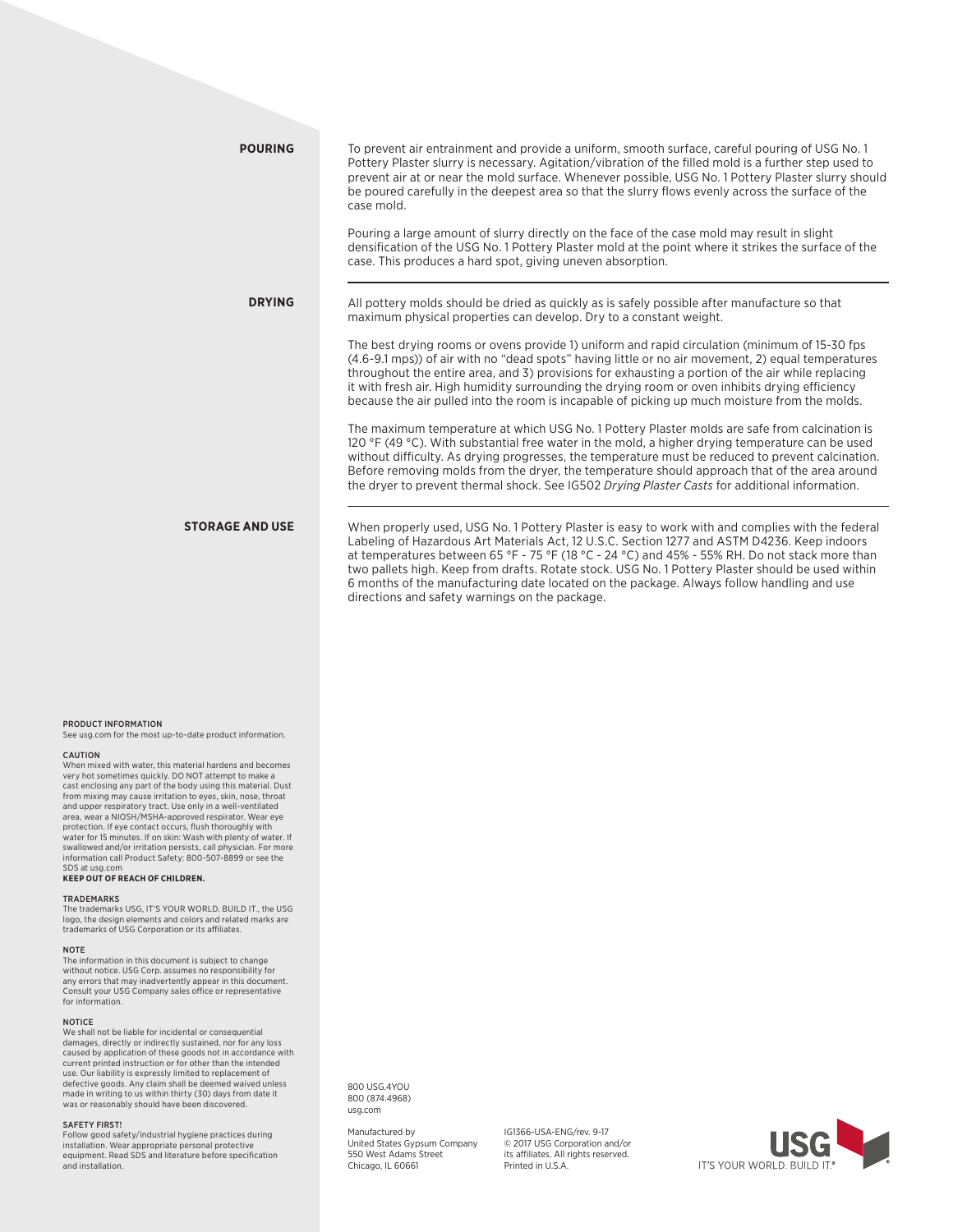## POURING

To prevent air entrainment and provide a uniform, smooth surface, careful pouring of USG No. 1 Pottery Plaster slurry is necessary. Agitation/vibration of the filled mold is a further step used to prevent air at or near the mold surface. Whenever possible, USG No. 1 Pottery Plaster slurry should be poured carefully in the deepest area so that the slurry flows evenly across the surface of the case mold.

Pouring a large amount of slurry directly on the face of the case mold may result in slight densification of the USG No. 1 Pottery Plaster mold at the point where it strikes the surface of the case. This produces a hard spot, giving uneven absorption.

## DRYING

All pottery molds should be dried as quickly as is safely possible after manufacture so that maximum physical properties can develop. Dry to a constant weight.

The best drying rooms or ovens provide 1) uniform and rapid circulation (minimum of 15-30 fps (4.6-9.1 mps)) of air with no "dead spots" having little or no air movement, 2) equal temperatures throughout the entire area, and 3) provisions for exhausting a portion of the air while replacing it with fresh air. High humidity surrounding the drying room or oven inhibits drying efficiency because the air pulled into the room is incapable of picking up much moisture from the molds.

The maximum temperature at which USG No. 1 Pottery Plaster molds are safe from calcination is 120 °F (49 °C). With substantial free water in the mold, a higher drying temperature can be used without difficulty. As drying progresses, the temperature must be reduced to prevent calcination. Before removing molds from the dryer, the temperature should approach that of the area around the dryer to prevent thermal shock. See IG502 *Drying Plaster Casts* for additional information.

## STORAGE AND USE

When properly used, USG No. 1 Pottery Plaster is easy to work with and complies with the federal Labeling of Hazardous Art Materials Act, 12 U.S.C. Section 1277 and ASTM D4236. Keep indoors at temperatures between 65 °F - 75 °F (18 °C - 24 °C) and 45% - 55% RH. Do not stack more than two pallets high. Keep from drafts. Rotate stock. USG No. 1 Pottery Plaster should be used within 6 months of the manufacturing date located on the package. Always follow handling and use directions and safety warnings on the package.

PRODUCT INFORMATION
See usg.com for the most up-to-date product information.

CAUTION
When mixed with water, this material hardens and becomes very hot sometimes quickly. DO NOT attempt to make a cast enclosing any part of the body using this material. Dust from mixing may cause irritation to eyes, skin, nose, throat and upper respiratory tract. Use only in a well-ventilated area, wear a NIOSH/MSHA-approved respirator. Wear eye protection. If eye contact occurs, flush thoroughly with water for 15 minutes. If on skin: Wash with plenty of water. If swallowed and/or irritation persists, call physician. For more information call Product Safety: 800-507-8899 or see the SDS at usg.com
**KEEP OUT OF REACH OF CHILDREN.**

TRADEMARKS
The trademarks USG, IT'S YOUR WORLD. BUILD IT., the USG logo, the design elements and colors and related marks are trademarks of USG Corporation or its affiliates.

NOTE
The information in this document is subject to change without notice. USG Corp. assumes no responsibility for any errors that may inadvertently appear in this document. Consult your USG Company sales office or representative for information.

NOTICE
We shall not be liable for incidental or consequential damages, directly or indirectly sustained, nor for any loss caused by application of these goods not in accordance with current printed instruction or for other than the intended use. Our liability is expressly limited to replacement of defective goods. Any claim shall be deemed waived unless made in writing to us within thirty (30) days from date it was or reasonably should have been discovered.

SAFETY FIRST!
Follow good safety/industrial hygiene practices during installation. Wear appropriate personal protective equipment. Read SDS and literature before specification and installation.

800 USG.4YOU
800 (874.4968)
usg.com

Manufactured by
United States Gypsum Company
550 West Adams Street
Chicago, IL 60661

IG1366-USA-ENG/rev. 9-17
© 2017 USG Corporation and/or its affiliates. All rights reserved.
Printed in U.S.A.

USG
IT'S YOUR WORLD. BUILD IT.®